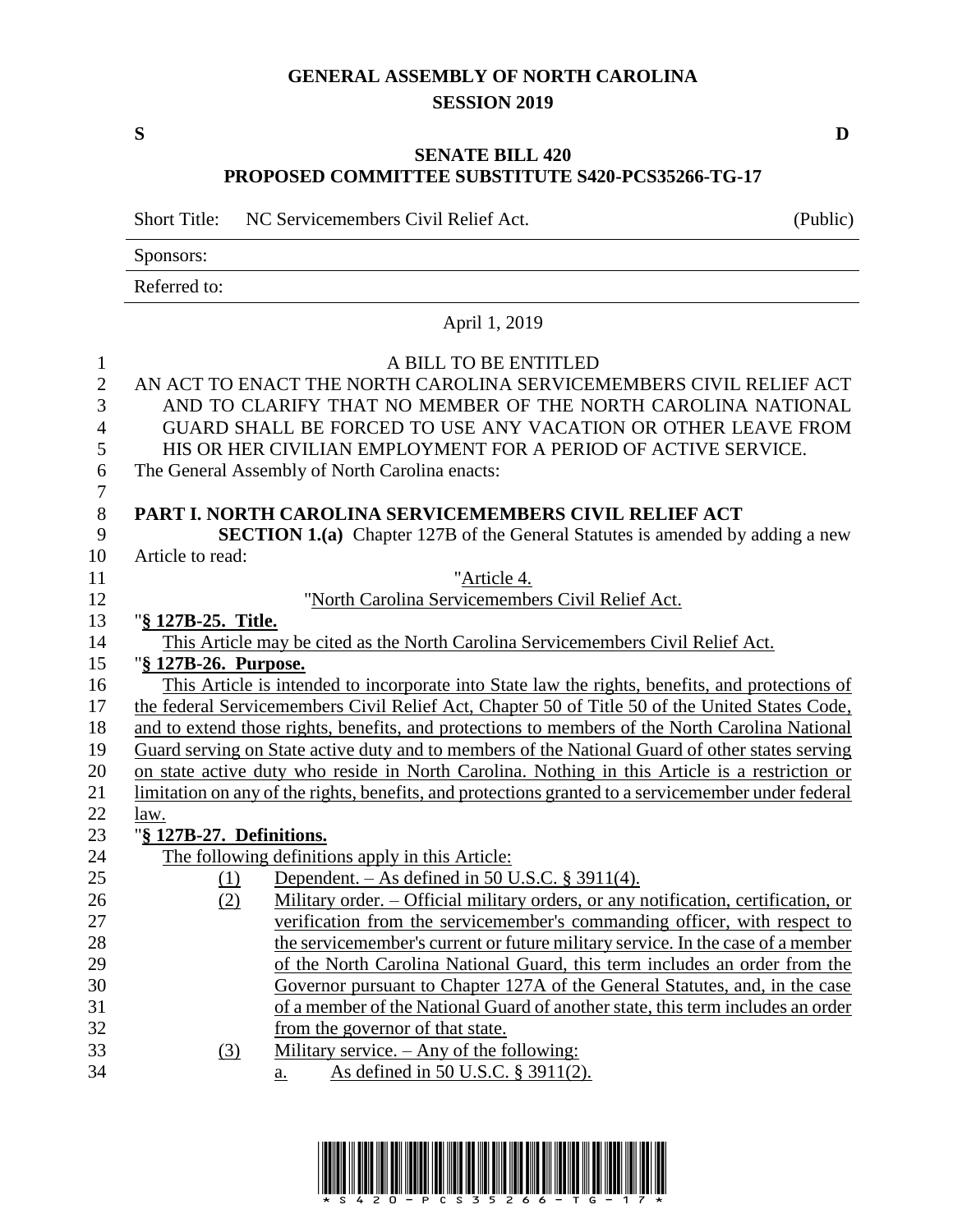# GENERAL ASSEMBLY OF NORTH CAROLINA
## SESSION 2019

**S** **D**

## SENATE BILL 420
## PROPOSED COMMITTEE SUBSTITUTE S420-PCS35266-TG-17

| Short Title: | NC Servicemembers Civil Relief Act. | (Public) |
|---|---|---|
| Sponsors: | | |
| Referred to: | | |

April 1, 2019

A BILL TO BE ENTITLED

AN ACT TO ENACT THE NORTH CAROLINA SERVICEMEMBERS CIVIL RELIEF ACT AND TO CLARIFY THAT NO MEMBER OF THE NORTH CAROLINA NATIONAL GUARD SHALL BE FORCED TO USE ANY VACATION OR OTHER LEAVE FROM HIS OR HER CIVILIAN EMPLOYMENT FOR A PERIOD OF ACTIVE SERVICE.

The General Assembly of North Carolina enacts:

**PART I. NORTH CAROLINA SERVICEMEMBERS CIVIL RELIEF ACT**

**SECTION 1.(a)** Chapter 127B of the General Statutes is amended by adding a new Article to read:

"Article 4.

"North Carolina Servicemembers Civil Relief Act.

"**§ 127B-25. Title.**

This Article may be cited as the North Carolina Servicemembers Civil Relief Act.

"**§ 127B-26. Purpose.**

This Article is intended to incorporate into State law the rights, benefits, and protections of the federal Servicemembers Civil Relief Act, Chapter 50 of Title 50 of the United States Code, and to extend those rights, benefits, and protections to members of the North Carolina National Guard serving on State active duty and to members of the National Guard of other states serving on state active duty who reside in North Carolina. Nothing in this Article is a restriction or limitation on any of the rights, benefits, and protections granted to a servicemember under federal law.

"**§ 127B-27. Definitions.**

The following definitions apply in this Article:

(1) Dependent. – As defined in 50 U.S.C. § 3911(4).

(2) Military order. – Official military orders, or any notification, certification, or verification from the servicemember's commanding officer, with respect to the servicemember's current or future military service. In the case of a member of the North Carolina National Guard, this term includes an order from the Governor pursuant to Chapter 127A of the General Statutes, and, in the case of a member of the National Guard of another state, this term includes an order from the governor of that state.

(3) Military service. – Any of the following:

a. As defined in 50 U.S.C. § 3911(2).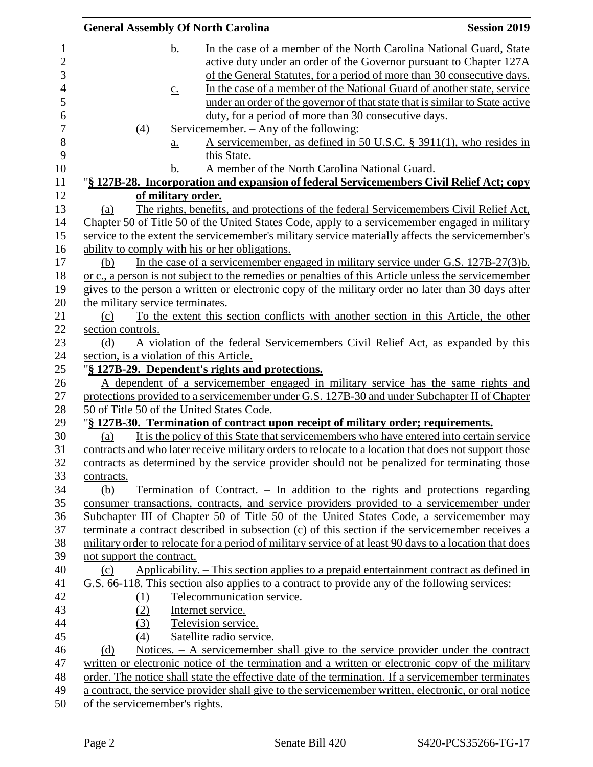b. In the case of a member of the North Carolina National Guard, State active duty under an order of the Governor pursuant to Chapter 127A of the General Statutes, for a period of more than 30 consecutive days.

c. In the case of a member of the National Guard of another state, service under an order of the governor of that state that is similar to State active duty, for a period of more than 30 consecutive days.

(4) Servicemember. – Any of the following:

a. A servicemember, as defined in 50 U.S.C. § 3911(1), who resides in this State.

b. A member of the North Carolina National Guard.

"**§ 127B-28. Incorporation and expansion of federal Servicemembers Civil Relief Act; copy of military order.**

(a) The rights, benefits, and protections of the federal Servicemembers Civil Relief Act, Chapter 50 of Title 50 of the United States Code, apply to a servicemember engaged in military service to the extent the servicemember's military service materially affects the servicemember's ability to comply with his or her obligations.

(b) In the case of a servicemember engaged in military service under G.S. 127B-27(3)b. or c., a person is not subject to the remedies or penalties of this Article unless the servicemember gives to the person a written or electronic copy of the military order no later than 30 days after the military service terminates.

(c) To the extent this section conflicts with another section in this Article, the other section controls.

(d) A violation of the federal Servicemembers Civil Relief Act, as expanded by this section, is a violation of this Article.

"**§ 127B-29. Dependent's rights and protections.**

A dependent of a servicemember engaged in military service has the same rights and protections provided to a servicemember under G.S. 127B-30 and under Subchapter II of Chapter 50 of Title 50 of the United States Code.

"**§ 127B-30. Termination of contract upon receipt of military order; requirements.**

(a) It is the policy of this State that servicemembers who have entered into certain service contracts and who later receive military orders to relocate to a location that does not support those contracts as determined by the service provider should not be penalized for terminating those contracts.

(b) Termination of Contract. – In addition to the rights and protections regarding consumer transactions, contracts, and service providers provided to a servicemember under Subchapter III of Chapter 50 of Title 50 of the United States Code, a servicemember may terminate a contract described in subsection (c) of this section if the servicemember receives a military order to relocate for a period of military service of at least 90 days to a location that does not support the contract.

(c) Applicability. – This section applies to a prepaid entertainment contract as defined in G.S. 66-118. This section also applies to a contract to provide any of the following services:

(1) Telecommunication service.

(2) Internet service.

(3) Television service.

(4) Satellite radio service.

(d) Notices. – A servicemember shall give to the service provider under the contract written or electronic notice of the termination and a written or electronic copy of the military order. The notice shall state the effective date of the termination. If a servicemember terminates a contract, the service provider shall give to the servicemember written, electronic, or oral notice of the servicemember's rights.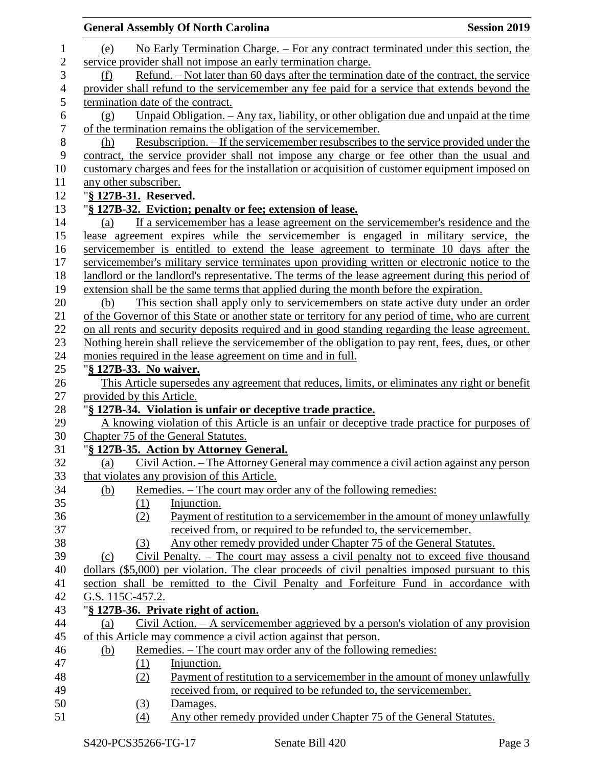(e) No Early Termination Charge. – For any contract terminated under this section, the service provider shall not impose an early termination charge.

(f) Refund. – Not later than 60 days after the termination date of the contract, the service provider shall refund to the servicemember any fee paid for a service that extends beyond the termination date of the contract.

(g) Unpaid Obligation. – Any tax, liability, or other obligation due and unpaid at the time of the termination remains the obligation of the servicemember.

(h) Resubscription. – If the servicemember resubscribes to the service provided under the contract, the service provider shall not impose any charge or fee other than the usual and customary charges and fees for the installation or acquisition of customer equipment imposed on any other subscriber.

"**§ 127B-31. Reserved.**

"**§ 127B-32. Eviction; penalty or fee; extension of lease.**

(a) If a servicemember has a lease agreement on the servicemember's residence and the lease agreement expires while the servicemember is engaged in military service, the servicemember is entitled to extend the lease agreement to terminate 10 days after the servicemember's military service terminates upon providing written or electronic notice to the landlord or the landlord's representative. The terms of the lease agreement during this period of extension shall be the same terms that applied during the month before the expiration.

(b) This section shall apply only to servicemembers on state active duty under an order of the Governor of this State or another state or territory for any period of time, who are current on all rents and security deposits required and in good standing regarding the lease agreement. Nothing herein shall relieve the servicemember of the obligation to pay rent, fees, dues, or other monies required in the lease agreement on time and in full.

"**§ 127B-33. No waiver.**

This Article supersedes any agreement that reduces, limits, or eliminates any right or benefit provided by this Article.

"**§ 127B-34. Violation is unfair or deceptive trade practice.**

A knowing violation of this Article is an unfair or deceptive trade practice for purposes of Chapter 75 of the General Statutes.

"**§ 127B-35. Action by Attorney General.**

(a) Civil Action. – The Attorney General may commence a civil action against any person that violates any provision of this Article.

(b) Remedies. – The court may order any of the following remedies:

(1) Injunction.

(2) Payment of restitution to a servicemember in the amount of money unlawfully received from, or required to be refunded to, the servicemember.

(3) Any other remedy provided under Chapter 75 of the General Statutes.

(c) Civil Penalty. – The court may assess a civil penalty not to exceed five thousand dollars ($5,000) per violation. The clear proceeds of civil penalties imposed pursuant to this section shall be remitted to the Civil Penalty and Forfeiture Fund in accordance with G.S. 115C-457.2.

"**§ 127B-36. Private right of action.**

(a) Civil Action. – A servicemember aggrieved by a person's violation of any provision of this Article may commence a civil action against that person.

(b) Remedies. – The court may order any of the following remedies:

(1) Injunction.

(2) Payment of restitution to a servicemember in the amount of money unlawfully received from, or required to be refunded to, the servicemember.

(3) Damages.

(4) Any other remedy provided under Chapter 75 of the General Statutes.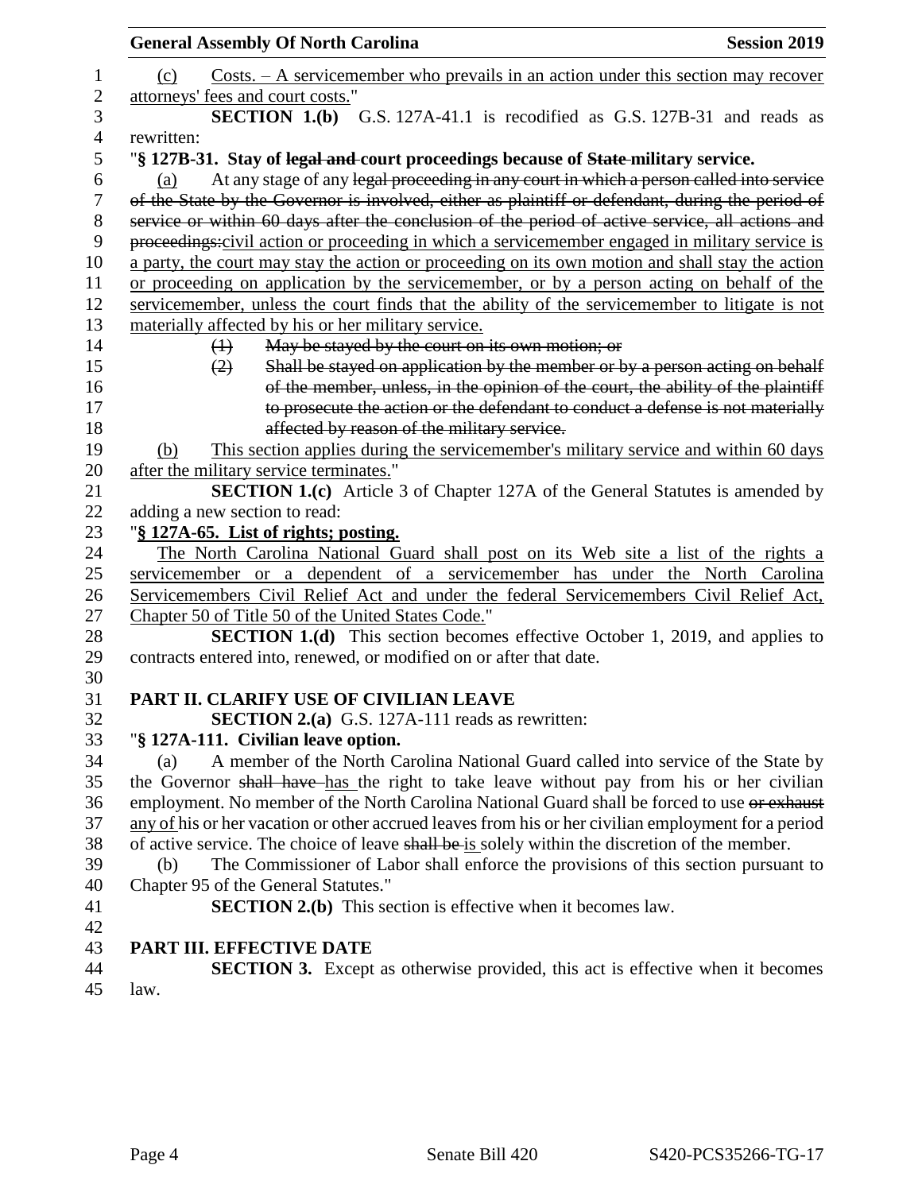(c) Costs. – A servicemember who prevails in an action under this section may recover attorneys' fees and court costs."

**SECTION 1.(b)** G.S. 127A-41.1 is recodified as G.S. 127B-31 and reads as rewritten:

"**§ 127B-31. Stay of ~~legal and~~ court proceedings because of ~~State~~ military service.**

(a) At any stage of any ~~legal proceeding in any court in which a person called into service of the State by the Governor is involved, either as plaintiff or defendant, during the period of service or within 60 days after the conclusion of the period of active service, all actions and proceedings:~~civil action or proceeding in which a servicemember engaged in military service is a party, the court may stay the action or proceeding on its own motion and shall stay the action or proceeding on application by the servicemember, or by a person acting on behalf of the servicemember, unless the court finds that the ability of the servicemember to litigate is not materially affected by his or her military service.

~~(1) May be stayed by the court on its own motion; or~~

~~(2) Shall be stayed on application by the member or by a person acting on behalf of the member, unless, in the opinion of the court, the ability of the plaintiff to prosecute the action or the defendant to conduct a defense is not materially affected by reason of the military service.~~

(b) This section applies during the servicemember's military service and within 60 days after the military service terminates."

**SECTION 1.(c)** Article 3 of Chapter 127A of the General Statutes is amended by adding a new section to read:

"**§ 127A-65. List of rights; posting.**

The North Carolina National Guard shall post on its Web site a list of the rights a servicemember or a dependent of a servicemember has under the North Carolina Servicemembers Civil Relief Act and under the federal Servicemembers Civil Relief Act, Chapter 50 of Title 50 of the United States Code."

**SECTION 1.(d)** This section becomes effective October 1, 2019, and applies to contracts entered into, renewed, or modified on or after that date.

## PART II. CLARIFY USE OF CIVILIAN LEAVE

**SECTION 2.(a)** G.S. 127A-111 reads as rewritten:

"**§ 127A-111. Civilian leave option.**

(a) A member of the North Carolina National Guard called into service of the State by the Governor ~~shall have~~ has the right to take leave without pay from his or her civilian employment. No member of the North Carolina National Guard shall be forced to use ~~or exhaust~~ any of his or her vacation or other accrued leaves from his or her civilian employment for a period of active service. The choice of leave ~~shall be~~ is solely within the discretion of the member.

(b) The Commissioner of Labor shall enforce the provisions of this section pursuant to Chapter 95 of the General Statutes."

**SECTION 2.(b)** This section is effective when it becomes law.

## PART III. EFFECTIVE DATE

**SECTION 3.** Except as otherwise provided, this act is effective when it becomes law.